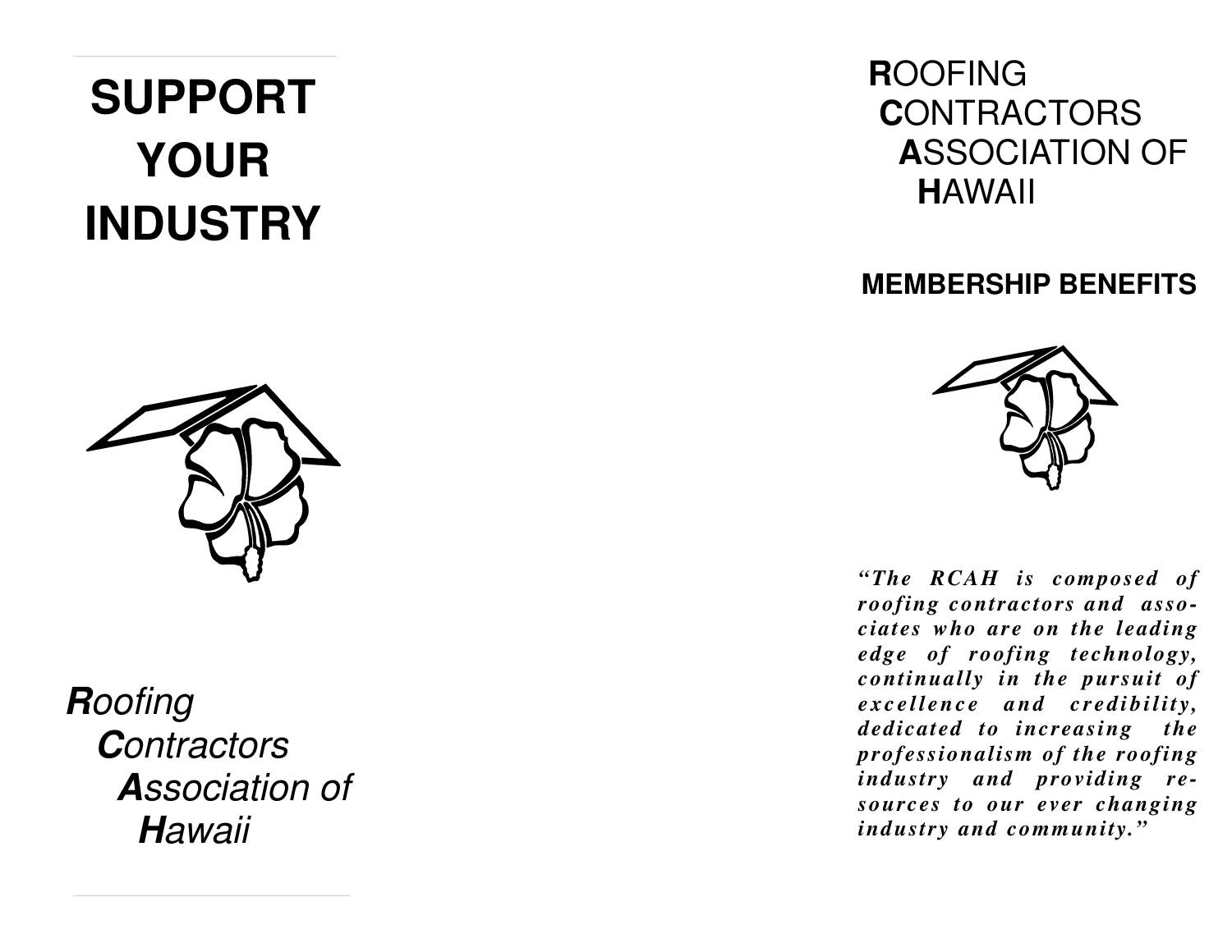# SUPPORT YOUR INDUSTRY

***R****oofing*
***C****ontractors*
***A****ssociation of*
***H****awaii*

**R**OOFING
**C**ONTRACTORS
**A**SSOCIATION OF
**H**AWAII

## MEMBERSHIP BENEFITS

***"The RCAH is composed of roofing contractors and associates who are on the leading edge of roofing technology, continually in the pursuit of excellence and credibility, dedicated to increasing the professionalism of the roofing industry and providing resources to our ever changing industry and community."***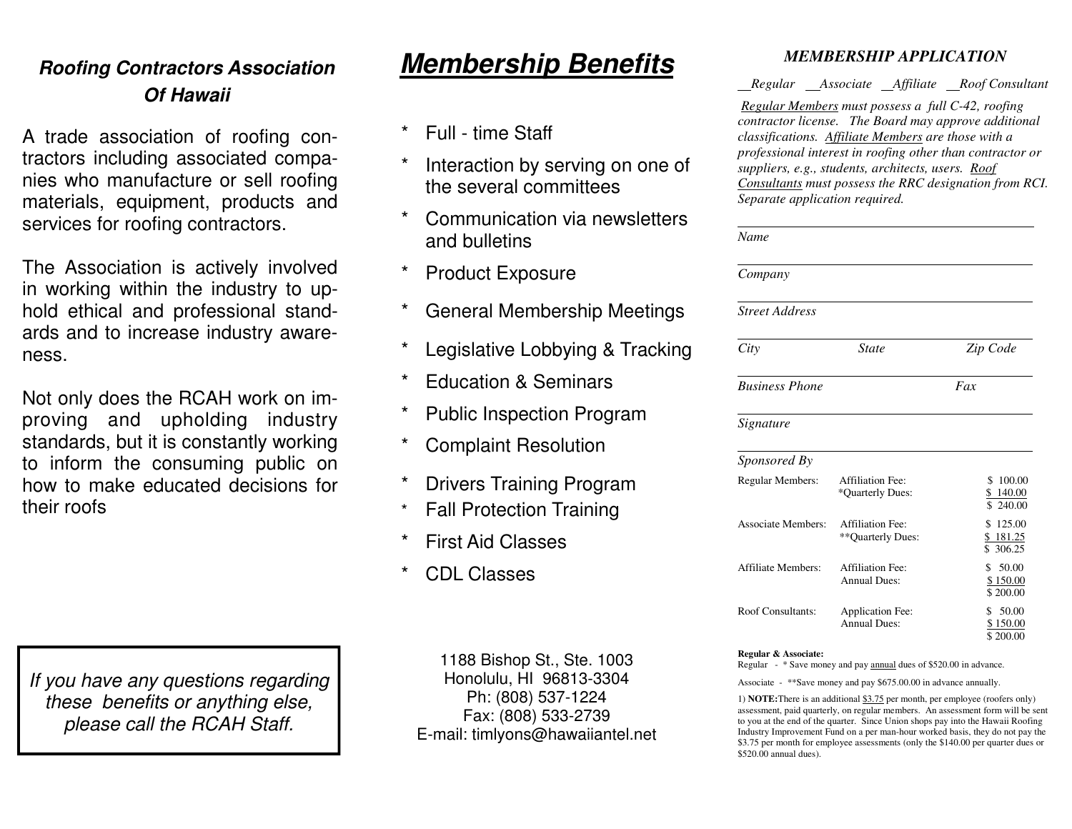## *Roofing Contractors Association Of Hawaii*

A trade association of roofing contractors including associated companies who manufacture or sell roofing materials, equipment, products and services for roofing contractors.

The Association is actively involved in working within the industry to uphold ethical and professional standards and to increase industry awareness.

Not only does the RCAH work on improving and upholding industry standards, but it is constantly working to inform the consuming public on how to make educated decisions for their roofs

*If you have any questions regarding these benefits or anything else, please call the RCAH Staff.*

# Membership Benefits

- Full - time Staff
- Interaction by serving on one of the several committees
- Communication via newsletters and bulletins
- Product Exposure
- General Membership Meetings
- Legislative Lobbying & Tracking
- Education & Seminars
- Public Inspection Program
- Complaint Resolution
- Drivers Training Program
- Fall Protection Training
- First Aid Classes
- CDL Classes

1188 Bishop St., Ste. 1003
Honolulu, HI 96813-3304
Ph: (808) 537-1224
Fax: (808) 533-2739
E-mail: timlyons@hawaiiantel.net

### *MEMBERSHIP APPLICATION*

*__Regular __Associate __Affiliate __Roof Consultant*

*Regular Members must possess a full C-42, roofing contractor license. The Board may approve additional classifications. Affiliate Members are those with a professional interest in roofing other than contractor or suppliers, e.g., students, architects, users. Roof Consultants must possess the RRC designation from RCI. Separate application required.*

*Name* ______________________

*Company* ______________________

*Street Address* ______________________

*City* ____________ *State* ____________ *Zip Code* ____________

*Business Phone* ____________ *Fax* ____________

*Signature* ______________________

*Sponsored By* ______________________

| | | |
|---|---|---|
| Regular Members: | Affiliation Fee: | $ 100.00 |
| | *Quarterly Dues: | $ 140.00 |
| | | $ 240.00 |
| Associate Members: | Affiliation Fee: | $ 125.00 |
| | **Quarterly Dues: | $ 181.25 |
| | | $ 306.25 |
| Affiliate Members: | Affiliation Fee: | $ 50.00 |
| | Annual Dues: | $ 150.00 |
| | | $ 200.00 |
| Roof Consultants: | Application Fee: | $ 50.00 |
| | Annual Dues: | $ 150.00 |
| | | $ 200.00 |

**Regular & Associate:**

Regular - * Save money and pay annual dues of $520.00 in advance.

Associate - **Save money and pay $675.00.00 in advance annually.

1) **NOTE:** There is an additional $3.75 per month, per employee (roofers only) assessment, paid quarterly, on regular members. An assessment form will be sent to you at the end of the quarter. Since Union shops pay into the Hawaii Roofing Industry Improvement Fund on a per man-hour worked basis, they do not pay the $3.75 per month for employee assessments (only the $140.00 per quarter dues or $520.00 annual dues).